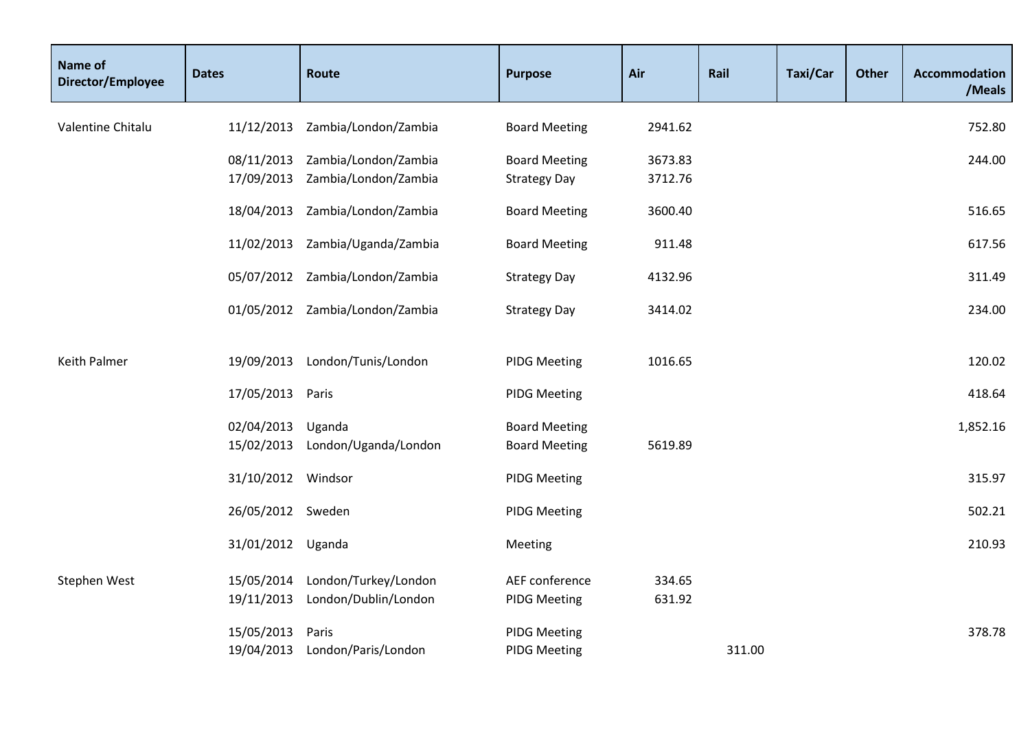| Name of Director/Employee | Dates | Route | Purpose | Air | Rail | Taxi/Car | Other | Accommodation /Meals |
|---|---|---|---|---|---|---|---|---|
| Valentine Chitalu | 11/12/2013 | Zambia/London/Zambia | Board Meeting | 2941.62 | | | | 752.80 |
| | 08/11/2013 | Zambia/London/Zambia | Board Meeting | 3673.83 | | | | 244.00 |
| | 17/09/2013 | Zambia/London/Zambia | Strategy Day | 3712.76 | | | | |
| | 18/04/2013 | Zambia/London/Zambia | Board Meeting | 3600.40 | | | | 516.65 |
| | 11/02/2013 | Zambia/Uganda/Zambia | Board Meeting | 911.48 | | | | 617.56 |
| | 05/07/2012 | Zambia/London/Zambia | Strategy Day | 4132.96 | | | | 311.49 |
| | 01/05/2012 | Zambia/London/Zambia | Strategy Day | 3414.02 | | | | 234.00 |
| Keith Palmer | 19/09/2013 | London/Tunis/London | PIDG Meeting | 1016.65 | | | | 120.02 |
| | 17/05/2013 | Paris | PIDG Meeting | | | | | 418.64 |
| | 02/04/2013 | Uganda | Board Meeting | | | | | 1,852.16 |
| | 15/02/2013 | London/Uganda/London | Board Meeting | 5619.89 | | | | |
| | 31/10/2012 | Windsor | PIDG Meeting | | | | | 315.97 |
| | 26/05/2012 | Sweden | PIDG Meeting | | | | | 502.21 |
| | 31/01/2012 | Uganda | Meeting | | | | | 210.93 |
| Stephen West | 15/05/2014 | London/Turkey/London | AEF conference | 334.65 | | | | |
| | 19/11/2013 | London/Dublin/London | PIDG Meeting | 631.92 | | | | |
| | 15/05/2013 | Paris | PIDG Meeting | | | | | 378.78 |
| | 19/04/2013 | London/Paris/London | PIDG Meeting | | 311.00 | | | |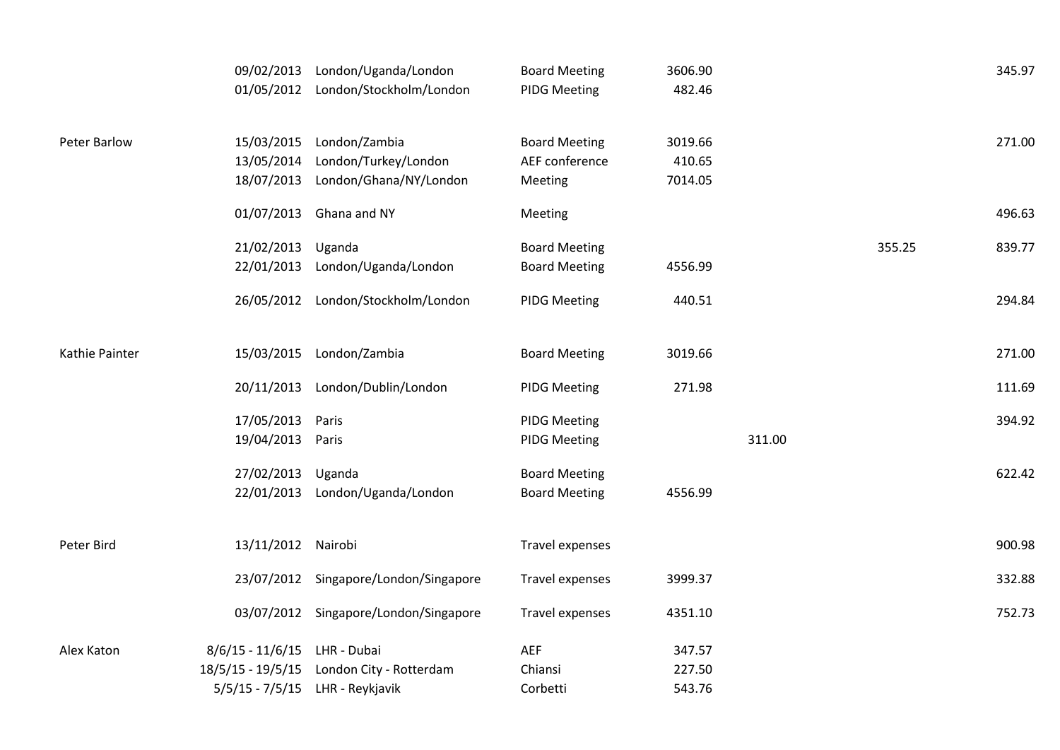| | | | | | | | |
|---|---|---|---|---|---|---|---|
| | 09/02/2013 | London/Uganda/London | Board Meeting | 3606.90 | | | 345.97 |
| | 01/05/2012 | London/Stockholm/London | PIDG Meeting | 482.46 | | | |
| Peter Barlow | 15/03/2015 | London/Zambia | Board Meeting | 3019.66 | | | 271.00 |
| | 13/05/2014 | London/Turkey/London | AEF conference | 410.65 | | | |
| | 18/07/2013 | London/Ghana/NY/London | Meeting | 7014.05 | | | |
| | 01/07/2013 | Ghana and NY | Meeting | | | | 496.63 |
| | 21/02/2013 | Uganda | Board Meeting | | | 355.25 | 839.77 |
| | 22/01/2013 | London/Uganda/London | Board Meeting | 4556.99 | | | |
| | 26/05/2012 | London/Stockholm/London | PIDG Meeting | 440.51 | | | 294.84 |
| Kathie Painter | 15/03/2015 | London/Zambia | Board Meeting | 3019.66 | | | 271.00 |
| | 20/11/2013 | London/Dublin/London | PIDG Meeting | 271.98 | | | 111.69 |
| | 17/05/2013 | Paris | PIDG Meeting | | | | 394.92 |
| | 19/04/2013 | Paris | PIDG Meeting | | 311.00 | | |
| | 27/02/2013 | Uganda | Board Meeting | | | | 622.42 |
| | 22/01/2013 | London/Uganda/London | Board Meeting | 4556.99 | | | |
| Peter Bird | 13/11/2012 | Nairobi | Travel expenses | | | | 900.98 |
| | 23/07/2012 | Singapore/London/Singapore | Travel expenses | 3999.37 | | | 332.88 |
| | 03/07/2012 | Singapore/London/Singapore | Travel expenses | 4351.10 | | | 752.73 |
| Alex Katon | 8/6/15 - 11/6/15 | LHR - Dubai | AEF | 347.57 | | | |
| | 18/5/15 - 19/5/15 | London City - Rotterdam | Chiansi | 227.50 | | | |
| | 5/5/15 - 7/5/15 | LHR - Reykjavik | Corbetti | 543.76 | | | |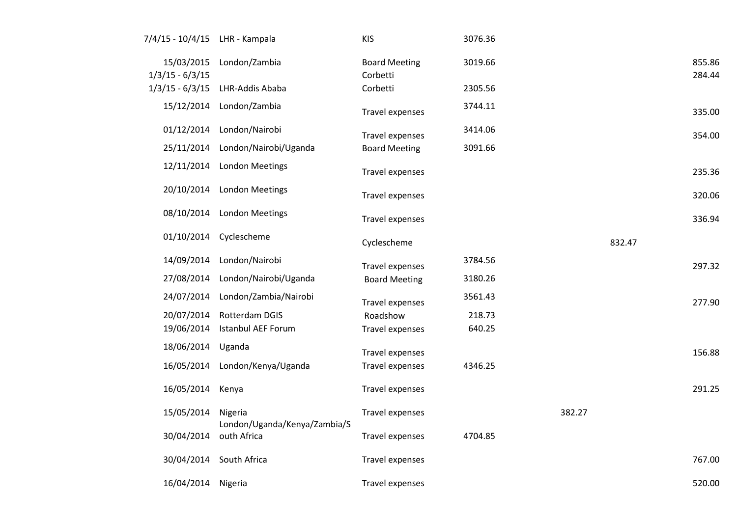| | | | | | | |
|---|---|---|---|---|---|---|
| 7/4/15 - 10/4/15 | LHR - Kampala | KIS | 3076.36 | | | |
| 15/03/2015 | London/Zambia | Board Meeting | 3019.66 | | | 855.86 |
| 1/3/15 - 6/3/15 | | Corbetti | | | | 284.44 |
| 1/3/15 - 6/3/15 | LHR-Addis Ababa | Corbetti | 2305.56 | | | |
| 15/12/2014 | London/Zambia | Travel expenses | 3744.11 | | | 335.00 |
| 01/12/2014 | London/Nairobi | Travel expenses | 3414.06 | | | 354.00 |
| 25/11/2014 | London/Nairobi/Uganda | Board Meeting | 3091.66 | | | |
| 12/11/2014 | London Meetings | Travel expenses | | | | 235.36 |
| 20/10/2014 | London Meetings | Travel expenses | | | | 320.06 |
| 08/10/2014 | London Meetings | Travel expenses | | | | 336.94 |
| 01/10/2014 | Cyclescheme | Cyclescheme | | | 832.47 | |
| 14/09/2014 | London/Nairobi | Travel expenses | 3784.56 | | | 297.32 |
| 27/08/2014 | London/Nairobi/Uganda | Board Meeting | 3180.26 | | | |
| 24/07/2014 | London/Zambia/Nairobi | Travel expenses | 3561.43 | | | 277.90 |
| 20/07/2014 | Rotterdam DGIS | Roadshow | 218.73 | | | |
| 19/06/2014 | Istanbul AEF Forum | Travel expenses | 640.25 | | | |
| 18/06/2014 | Uganda | Travel expenses | | | | 156.88 |
| 16/05/2014 | London/Kenya/Uganda | Travel expenses | 4346.25 | | | |
| 16/05/2014 | Kenya | Travel expenses | | | | 291.25 |
| 15/05/2014 | Nigeria | Travel expenses | | 382.27 | | |
| 30/04/2014 | London/Uganda/Kenya/Zambia/South Africa | Travel expenses | 4704.85 | | | |
| 30/04/2014 | South Africa | Travel expenses | | | | 767.00 |
| 16/04/2014 | Nigeria | Travel expenses | | | | 520.00 |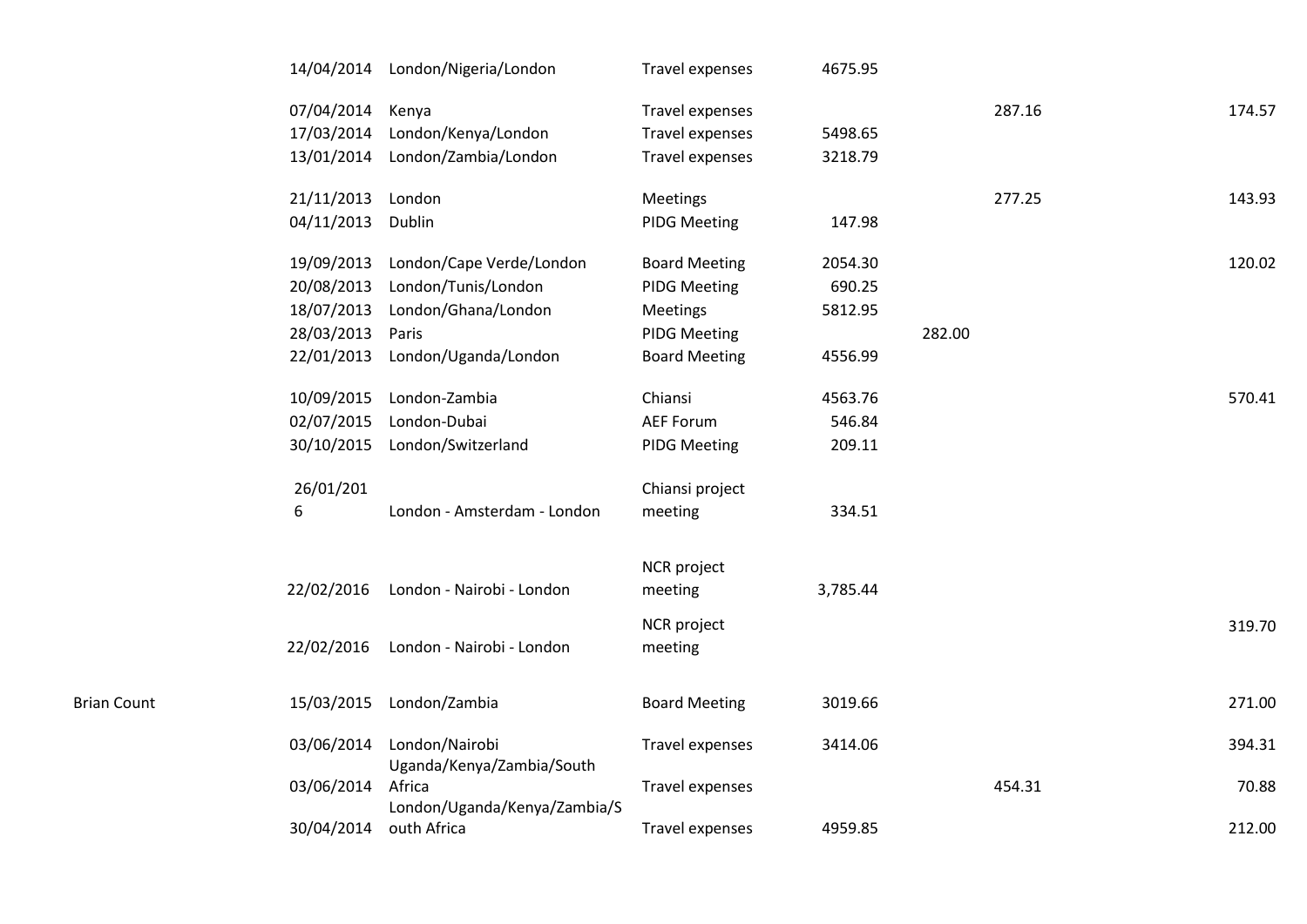| | | | | | | | |
|---|---|---|---|---|---|---|---|
| | 14/04/2014 | London/Nigeria/London | Travel expenses | 4675.95 | | | |
| | 07/04/2014 | Kenya | Travel expenses | | | 287.16 | 174.57 |
| | 17/03/2014 | London/Kenya/London | Travel expenses | 5498.65 | | | |
| | 13/01/2014 | London/Zambia/London | Travel expenses | 3218.79 | | | |
| | 21/11/2013 | London | Meetings | | | 277.25 | 143.93 |
| | 04/11/2013 | Dublin | PIDG Meeting | 147.98 | | | |
| | 19/09/2013 | London/Cape Verde/London | Board Meeting | 2054.30 | | | 120.02 |
| | 20/08/2013 | London/Tunis/London | PIDG Meeting | 690.25 | | | |
| | 18/07/2013 | London/Ghana/London | Meetings | 5812.95 | | | |
| | 28/03/2013 | Paris | PIDG Meeting | | 282.00 | | |
| | 22/01/2013 | London/Uganda/London | Board Meeting | 4556.99 | | | |
| | 10/09/2015 | London-Zambia | Chiansi | 4563.76 | | | 570.41 |
| | 02/07/2015 | London-Dubai | AEF Forum | 546.84 | | | |
| | 30/10/2015 | London/Switzerland | PIDG Meeting | 209.11 | | | |
| | 26/01/2016 | London - Amsterdam - London | Chiansi project meeting | 334.51 | | | |
| | 22/02/2016 | London - Nairobi - London | NCR project meeting | 3,785.44 | | | |
| | 22/02/2016 | London - Nairobi - London | NCR project meeting | | | | 319.70 |
| Brian Count | 15/03/2015 | London/Zambia | Board Meeting | 3019.66 | | | 271.00 |
| | 03/06/2014 | London/Nairobi | Travel expenses | 3414.06 | | | 394.31 |
| | 03/06/2014 | Uganda/Kenya/Zambia/South Africa | Travel expenses | | | 454.31 | 70.88 |
| | 30/04/2014 | London/Uganda/Kenya/Zambia/South Africa | Travel expenses | 4959.85 | | | 212.00 |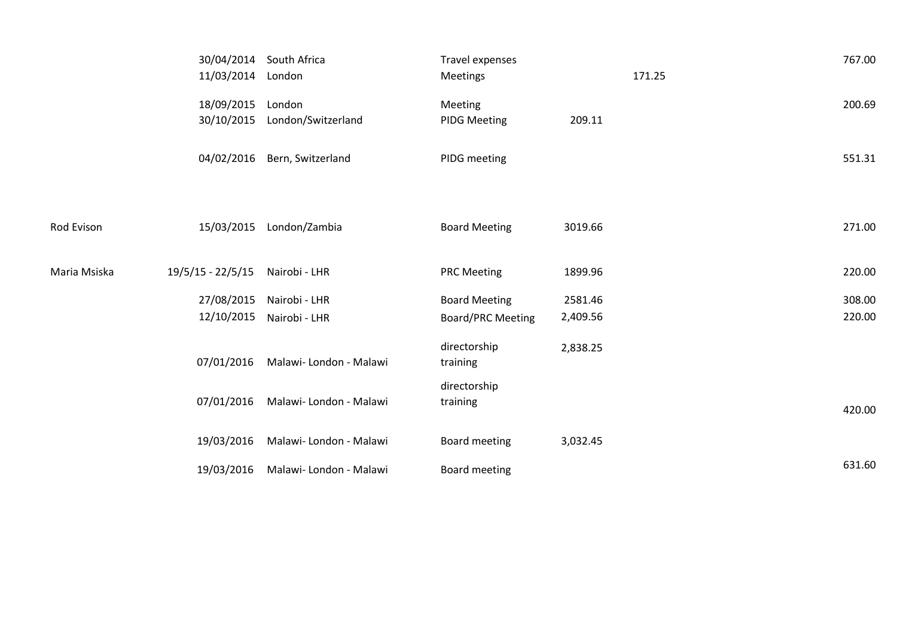| | | | | | | |
|---|---|---|---|---|---|---|
| | 30/04/2014 | South Africa | Travel expenses | | | 767.00 |
| | 11/03/2014 | London | Meetings | | 171.25 | |
| | 18/09/2015 | London | Meeting | | | 200.69 |
| | 30/10/2015 | London/Switzerland | PIDG Meeting | 209.11 | | |
| | 04/02/2016 | Bern, Switzerland | PIDG meeting | | | 551.31 |
| Rod Evison | 15/03/2015 | London/Zambia | Board Meeting | 3019.66 | | 271.00 |
| Maria Msiska | 19/5/15 - 22/5/15 | Nairobi - LHR | PRC Meeting | 1899.96 | | 220.00 |
| | 27/08/2015 | Nairobi - LHR | Board Meeting | 2581.46 | | 308.00 |
| | 12/10/2015 | Nairobi - LHR | Board/PRC Meeting | 2,409.56 | | 220.00 |
| | 07/01/2016 | Malawi- London - Malawi | directorship training | 2,838.25 | | |
| | 07/01/2016 | Malawi- London - Malawi | directorship training | | | 420.00 |
| | 19/03/2016 | Malawi- London - Malawi | Board meeting | 3,032.45 | | |
| | 19/03/2016 | Malawi- London - Malawi | Board meeting | | | 631.60 |